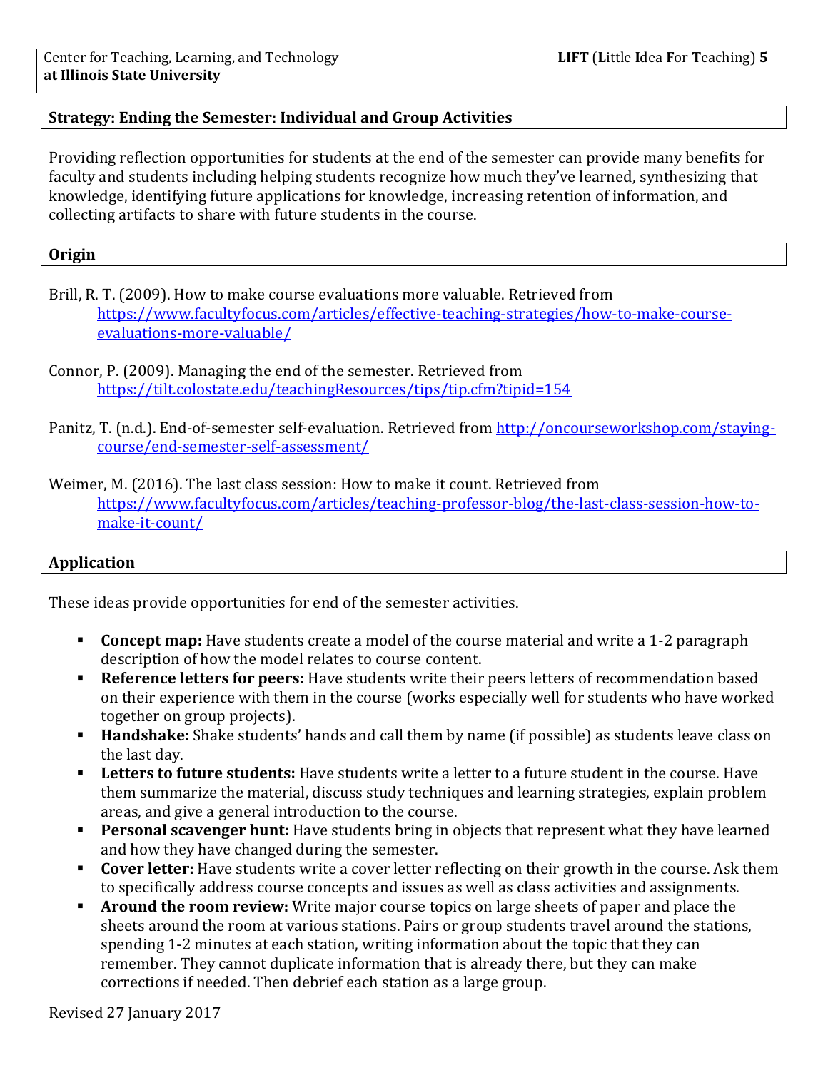## Strategy: Ending the Semester: Individual and Group Activities

Providing reflection opportunities for students at the end of the semester can provide many benefits for faculty and students including helping students recognize how much they've learned, synthesizing that knowledge, identifying future applications for knowledge, increasing retention of information, and collecting artifacts to share with future students in the course.

## Origin

Brill, R. T. (2009). How to make course evaluations more valuable. Retrieved from https://www.facultyfocus.com/articles/effective-teaching-strategies/how-to-make-course-evaluations-more-valuable/

Connor, P. (2009). Managing the end of the semester. Retrieved from https://tilt.colostate.edu/teachingResources/tips/tip.cfm?tipid=154

Panitz, T. (n.d.). End-of-semester self-evaluation. Retrieved from http://oncourseworkshop.com/staying-course/end-semester-self-assessment/

Weimer, M. (2016). The last class session: How to make it count. Retrieved from https://www.facultyfocus.com/articles/teaching-professor-blog/the-last-class-session-how-to-make-it-count/

## Application

These ideas provide opportunities for end of the semester activities.

- **Concept map:** Have students create a model of the course material and write a 1-2 paragraph description of how the model relates to course content.
- **Reference letters for peers:** Have students write their peers letters of recommendation based on their experience with them in the course (works especially well for students who have worked together on group projects).
- **Handshake:** Shake students' hands and call them by name (if possible) as students leave class on the last day.
- **Letters to future students:** Have students write a letter to a future student in the course. Have them summarize the material, discuss study techniques and learning strategies, explain problem areas, and give a general introduction to the course.
- **Personal scavenger hunt:** Have students bring in objects that represent what they have learned and how they have changed during the semester.
- **Cover letter:** Have students write a cover letter reflecting on their growth in the course. Ask them to specifically address course concepts and issues as well as class activities and assignments.
- **Around the room review:** Write major course topics on large sheets of paper and place the sheets around the room at various stations. Pairs or group students travel around the stations, spending 1-2 minutes at each station, writing information about the topic that they can remember. They cannot duplicate information that is already there, but they can make corrections if needed. Then debrief each station as a large group.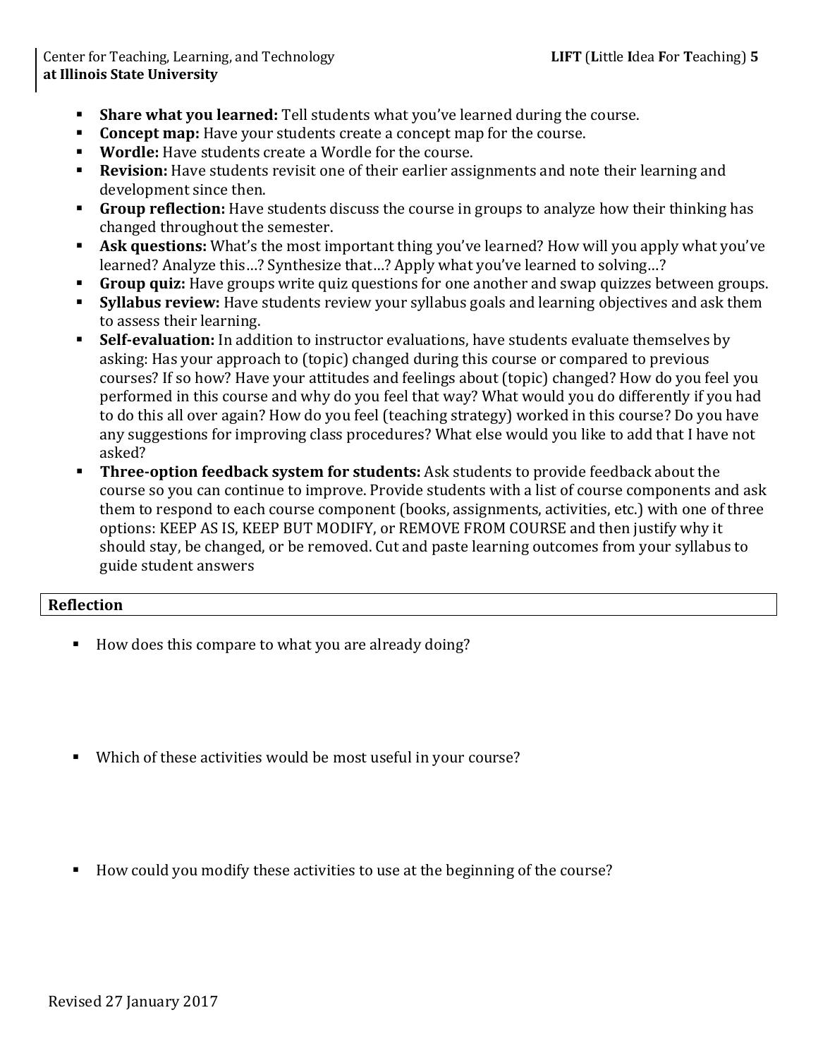- **Share what you learned:** Tell students what you've learned during the course.
- **Concept map:** Have your students create a concept map for the course.
- **Wordle:** Have students create a Wordle for the course.
- **Revision:** Have students revisit one of their earlier assignments and note their learning and development since then.
- **Group reflection:** Have students discuss the course in groups to analyze how their thinking has changed throughout the semester.
- **Ask questions:** What's the most important thing you've learned? How will you apply what you've learned? Analyze this…? Synthesize that…? Apply what you've learned to solving…?
- **Group quiz:** Have groups write quiz questions for one another and swap quizzes between groups.
- **Syllabus review:** Have students review your syllabus goals and learning objectives and ask them to assess their learning.
- **Self-evaluation:** In addition to instructor evaluations, have students evaluate themselves by asking: Has your approach to (topic) changed during this course or compared to previous courses? If so how? Have your attitudes and feelings about (topic) changed? How do you feel you performed in this course and why do you feel that way? What would you do differently if you had to do this all over again? How do you feel (teaching strategy) worked in this course? Do you have any suggestions for improving class procedures? What else would you like to add that I have not asked?
- **Three-option feedback system for students:** Ask students to provide feedback about the course so you can continue to improve. Provide students with a list of course components and ask them to respond to each course component (books, assignments, activities, etc.) with one of three options: KEEP AS IS, KEEP BUT MODIFY, or REMOVE FROM COURSE and then justify why it should stay, be changed, or be removed. Cut and paste learning outcomes from your syllabus to guide student answers

## Reflection

- How does this compare to what you are already doing?

- Which of these activities would be most useful in your course?

- How could you modify these activities to use at the beginning of the course?

Revised 27 January 2017